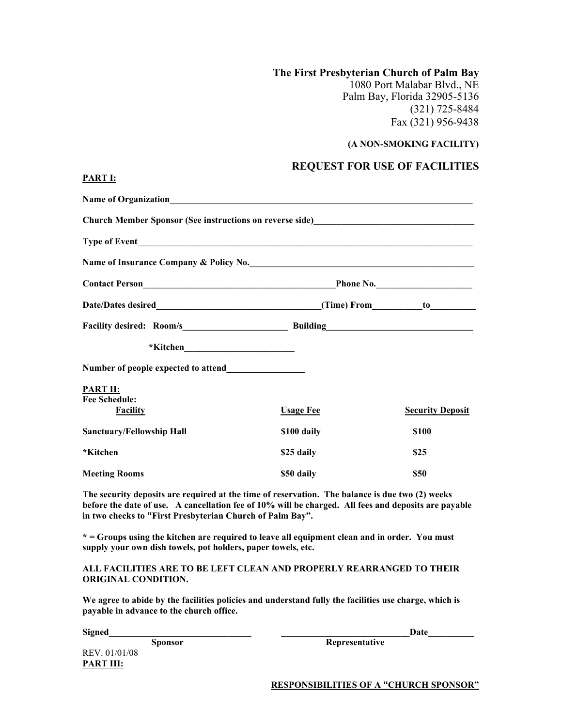**The First Presbyterian Church of Palm Bay**
1080 Port Malabar Blvd., NE
Palm Bay, Florida 32905-5136
(321) 725-8484
Fax (321) 956-9438

**(A NON-SMOKING FACILITY)**

## REQUEST FOR USE OF FACILITIES

**PART I:**

**Name of Organization**______________________________________________________________________

**Church Member Sponsor (See instructions on reverse side)**___________________________________

**Type of Event**_______________________________________________________________________________

**Name of Insurance Company & Policy No.**________________________________________________

**Contact Person**________________________________________**Phone No.**_____________________

**Date/Dates desired**___________________________________**(Time) From**__________**to**__________

**Facility desired: Room/s**______________________ **Building**_______________________________

**\*Kitchen**________________________

**Number of people expected to attend**________________

**PART II:**
**Fee Schedule:**

| **Facility** | **Usage Fee** | **Security Deposit** |
|---|---|---|
| **Sanctuary/Fellowship Hall** | **$100 daily** | **$100** |
| **\*Kitchen** | **$25 daily** | **$25** |
| **Meeting Rooms** | **$50 daily** | **$50** |

**The security deposits are required at the time of reservation. The balance is due two (2) weeks before the date of use. A cancellation fee of 10% will be charged. All fees and deposits are payable in two checks to "First Presbyterian Church of Palm Bay".**

**\* = Groups using the kitchen are required to leave all equipment clean and in order. You must supply your own dish towels, pot holders, paper towels, etc.**

**ALL FACILITIES ARE TO BE LEFT CLEAN AND PROPERLY REARRANGED TO THEIR ORIGINAL CONDITION.**

**We agree to abide by the facilities policies and understand fully the facilities use charge, which is payable in advance to the church office.**

**Signed**_______________________________ ____________________________**Date**__________
**Sponsor** **Representative**

REV. 01/01/08

**PART III:**

**RESPONSIBILITIES OF A "CHURCH SPONSOR"**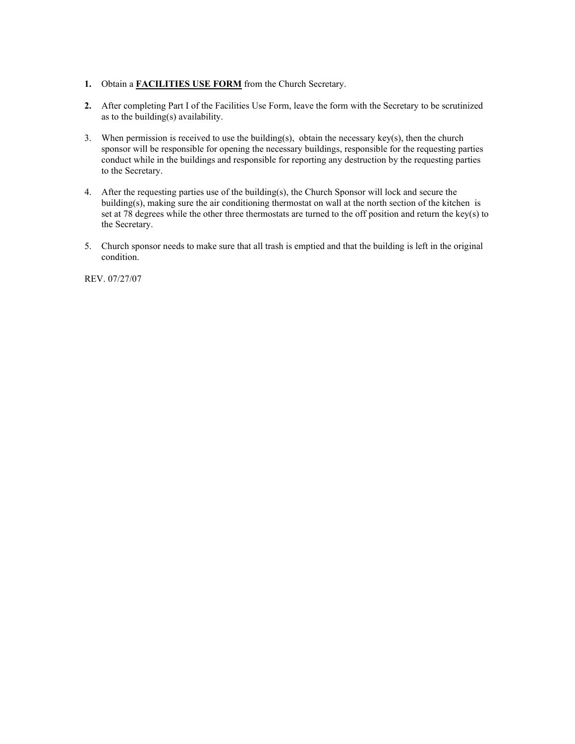1. Obtain a **<u>FACILITIES USE FORM</u>** from the Church Secretary.

2. After completing Part I of the Facilities Use Form, leave the form with the Secretary to be scrutinized as to the building(s) availability.

3. When permission is received to use the building(s), obtain the necessary key(s), then the church sponsor will be responsible for opening the necessary buildings, responsible for the requesting parties conduct while in the buildings and responsible for reporting any destruction by the requesting parties to the Secretary.

4. After the requesting parties use of the building(s), the Church Sponsor will lock and secure the building(s), making sure the air conditioning thermostat on wall at the north section of the kitchen is set at 78 degrees while the other three thermostats are turned to the off position and return the key(s) to the Secretary.

5. Church sponsor needs to make sure that all trash is emptied and that the building is left in the original condition.

REV. 07/27/07